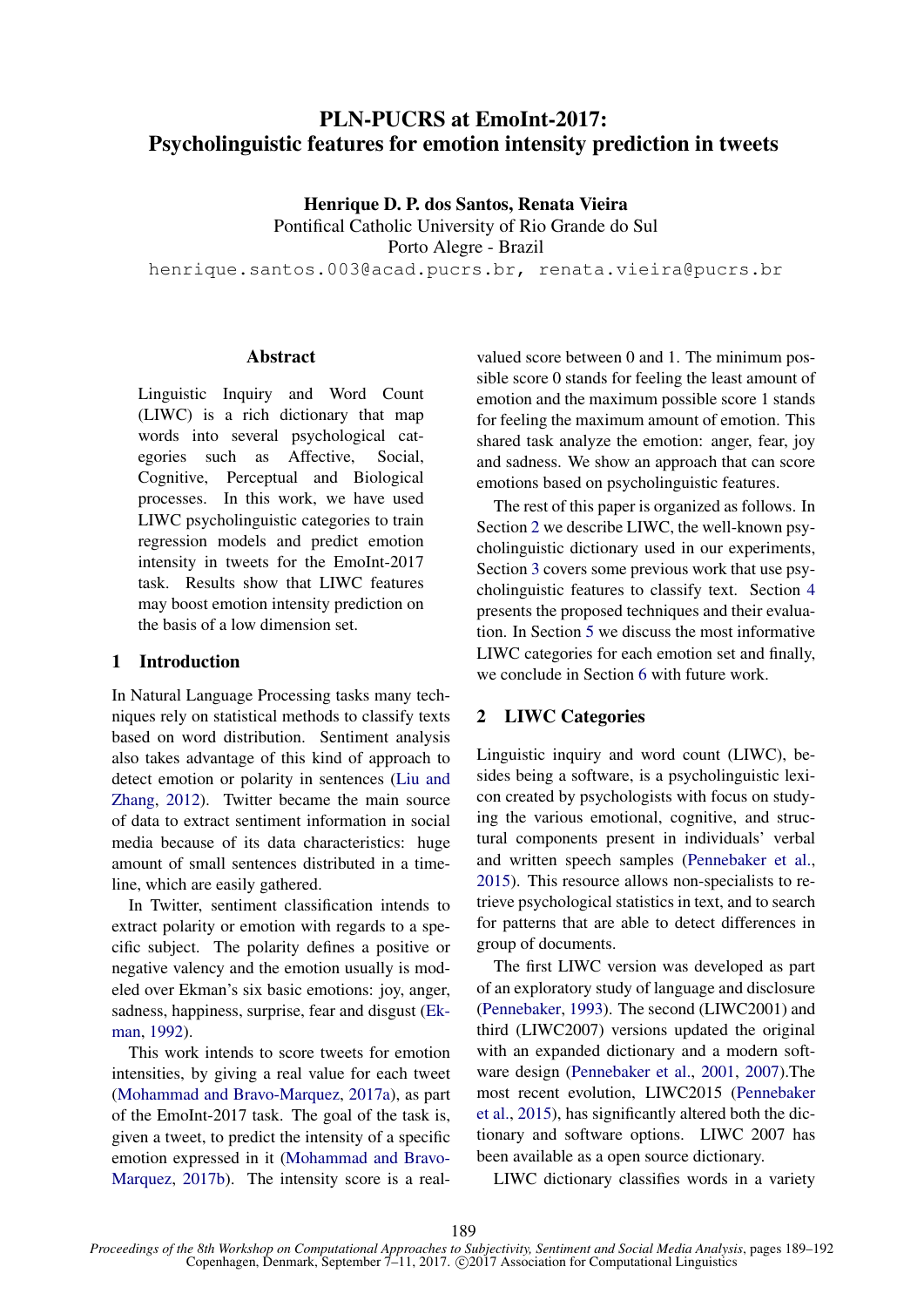# PLN-PUCRS at EmoInt-2017: Psycholinguistic features for emotion intensity prediction in tweets

**Henrique D. P. dos Santos, Renata Vieira**
Pontifical Catholic University of Rio Grande do Sul
Porto Alegre - Brazil
henrique.santos.003@acad.pucrs.br, renata.vieira@pucrs.br

## Abstract

Linguistic Inquiry and Word Count (LIWC) is a rich dictionary that map words into several psychological categories such as Affective, Social, Cognitive, Perceptual and Biological processes. In this work, we have used LIWC psycholinguistic categories to train regression models and predict emotion intensity in tweets for the EmoInt-2017 task. Results show that LIWC features may boost emotion intensity prediction on the basis of a low dimension set.

## 1 Introduction

In Natural Language Processing tasks many techniques rely on statistical methods to classify texts based on word distribution. Sentiment analysis also takes advantage of this kind of approach to detect emotion or polarity in sentences (Liu and Zhang, 2012). Twitter became the main source of data to extract sentiment information in social media because of its data characteristics: huge amount of small sentences distributed in a timeline, which are easily gathered.

In Twitter, sentiment classification intends to extract polarity or emotion with regards to a specific subject. The polarity defines a positive or negative valency and the emotion usually is modeled over Ekman's six basic emotions: joy, anger, sadness, happiness, surprise, fear and disgust (Ekman, 1992).

This work intends to score tweets for emotion intensities, by giving a real value for each tweet (Mohammad and Bravo-Marquez, 2017a), as part of the EmoInt-2017 task. The goal of the task is, given a tweet, to predict the intensity of a specific emotion expressed in it (Mohammad and Bravo-Marquez, 2017b). The intensity score is a real-valued score between 0 and 1. The minimum possible score 0 stands for feeling the least amount of emotion and the maximum possible score 1 stands for feeling the maximum amount of emotion. This shared task analyze the emotion: anger, fear, joy and sadness. We show an approach that can score emotions based on psycholinguistic features.

The rest of this paper is organized as follows. In Section 2 we describe LIWC, the well-known psycholinguistic dictionary used in our experiments, Section 3 covers some previous work that use psycholinguistic features to classify text. Section 4 presents the proposed techniques and their evaluation. In Section 5 we discuss the most informative LIWC categories for each emotion set and finally, we conclude in Section 6 with future work.

## 2 LIWC Categories

Linguistic inquiry and word count (LIWC), besides being a software, is a psycholinguistic lexicon created by psychologists with focus on studying the various emotional, cognitive, and structural components present in individuals' verbal and written speech samples (Pennebaker et al., 2015). This resource allows non-specialists to retrieve psychological statistics in text, and to search for patterns that are able to detect differences in group of documents.

The first LIWC version was developed as part of an exploratory study of language and disclosure (Pennebaker, 1993). The second (LIWC2001) and third (LIWC2007) versions updated the original with an expanded dictionary and a modern software design (Pennebaker et al., 2001, 2007).The most recent evolution, LIWC2015 (Pennebaker et al., 2015), has significantly altered both the dictionary and software options. LIWC 2007 has been available as a open source dictionary.

LIWC dictionary classifies words in a variety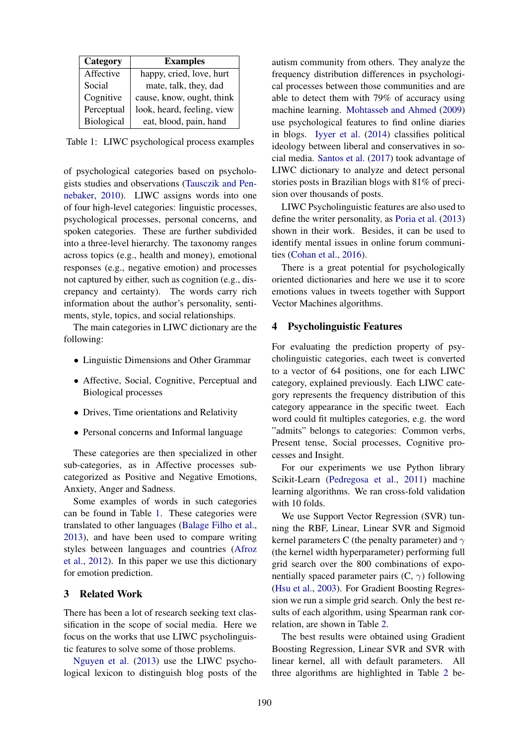| Category | Examples |
|---|---|
| Affective | happy, cried, love, hurt |
| Social | mate, talk, they, dad |
| Cognitive | cause, know, ought, think |
| Perceptual | look, heard, feeling, view |
| Biological | eat, blood, pain, hand |

Table 1: LIWC psychological process examples

of psychological categories based on psychologists studies and observations (Tausczik and Pennebaker, 2010). LIWC assigns words into one of four high-level categories: linguistic processes, psychological processes, personal concerns, and spoken categories. These are further subdivided into a three-level hierarchy. The taxonomy ranges across topics (e.g., health and money), emotional responses (e.g., negative emotion) and processes not captured by either, such as cognition (e.g., discrepancy and certainty). The words carry rich information about the author's personality, sentiments, style, topics, and social relationships.

The main categories in LIWC dictionary are the following:

- Linguistic Dimensions and Other Grammar
- Affective, Social, Cognitive, Perceptual and Biological processes
- Drives, Time orientations and Relativity
- Personal concerns and Informal language

These categories are then specialized in other sub-categories, as in Affective processes subcategorized as Positive and Negative Emotions, Anxiety, Anger and Sadness.

Some examples of words in such categories can be found in Table 1. These categories were translated to other languages (Balage Filho et al., 2013), and have been used to compare writing styles between languages and countries (Afroz et al., 2012). In this paper we use this dictionary for emotion prediction.

## 3 Related Work

There has been a lot of research seeking text classification in the scope of social media. Here we focus on the works that use LIWC psycholinguistic features to solve some of those problems.

Nguyen et al. (2013) use the LIWC psychological lexicon to distinguish blog posts of the autism community from others. They analyze the frequency distribution differences in psychological processes between those communities and are able to detect them with 79% of accuracy using machine learning. Mohtasseb and Ahmed (2009) use psychological features to find online diaries in blogs. Iyyer et al. (2014) classifies political ideology between liberal and conservatives in social media. Santos et al. (2017) took advantage of LIWC dictionary to analyze and detect personal stories posts in Brazilian blogs with 81% of precision over thousands of posts.

LIWC Psycholinguistic features are also used to define the writer personality, as Poria et al. (2013) shown in their work. Besides, it can be used to identify mental issues in online forum communities (Cohan et al., 2016).

There is a great potential for psychologically oriented dictionaries and here we use it to score emotions values in tweets together with Support Vector Machines algorithms.

## 4 Psycholinguistic Features

For evaluating the prediction property of psycholinguistic categories, each tweet is converted to a vector of 64 positions, one for each LIWC category, explained previously. Each LIWC category represents the frequency distribution of this category appearance in the specific tweet. Each word could fit multiples categories, e.g. the word "admits" belongs to categories: Common verbs, Present tense, Social processes, Cognitive processes and Insight.

For our experiments we use Python library Scikit-Learn (Pedregosa et al., 2011) machine learning algorithms. We ran cross-fold validation with 10 folds.

We use Support Vector Regression (SVR) tunning the RBF, Linear, Linear SVR and Sigmoid kernel parameters C (the penalty parameter) and $\gamma$ (the kernel width hyperparameter) performing full grid search over the 800 combinations of exponentially spaced parameter pairs (C, $\gamma$) following (Hsu et al., 2003). For Gradient Boosting Regression we run a simple grid search. Only the best results of each algorithm, using Spearman rank correlation, are shown in Table 2.

The best results were obtained using Gradient Boosting Regression, Linear SVR and SVR with linear kernel, all with default parameters. All three algorithms are highlighted in Table 2 be-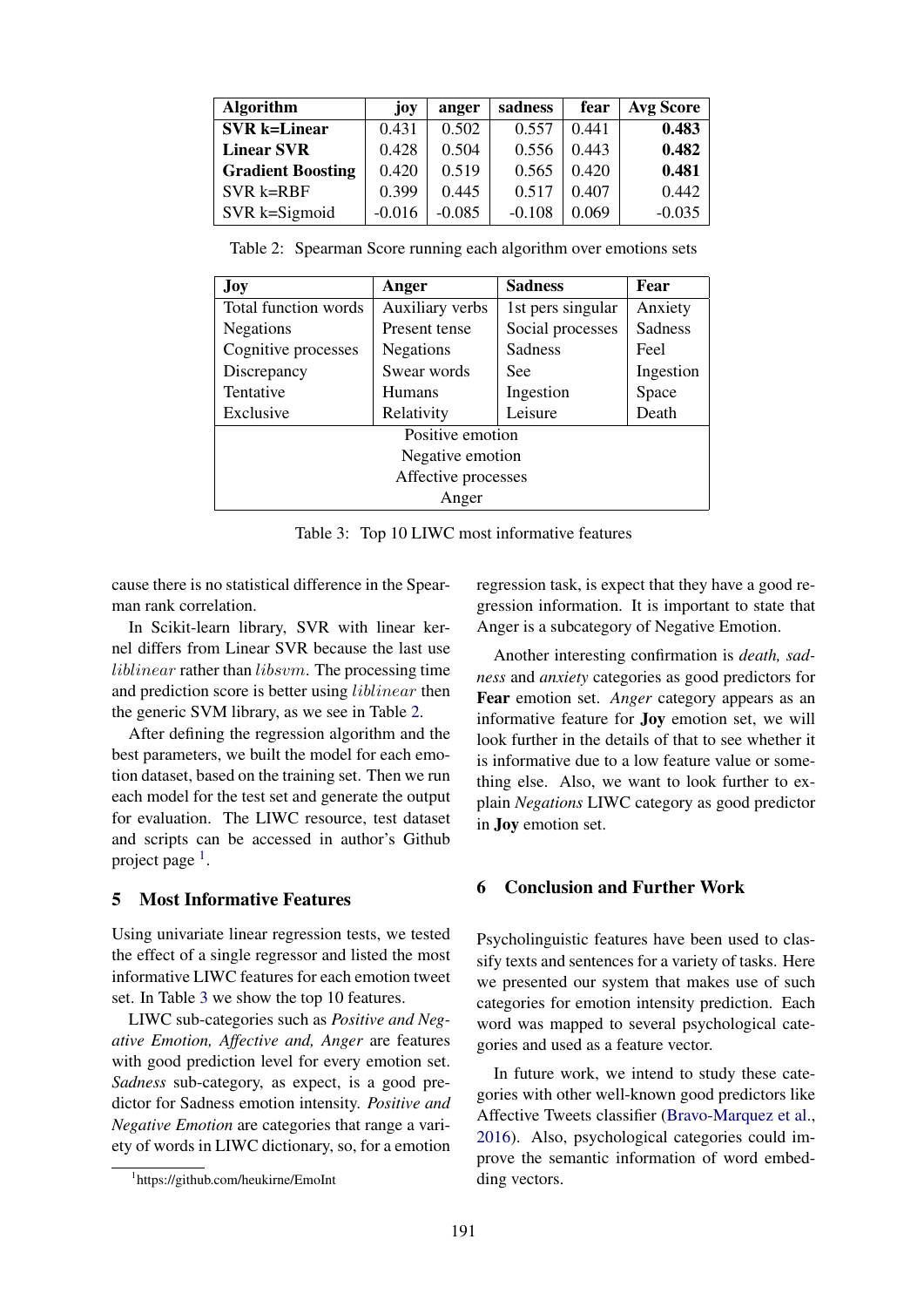| Algorithm | joy | anger | sadness | fear | Avg Score |
|---|---|---|---|---|---|
| **SVR k=Linear** | 0.431 | 0.502 | 0.557 | 0.441 | **0.483** |
| **Linear SVR** | 0.428 | 0.504 | 0.556 | 0.443 | **0.482** |
| **Gradient Boosting** | 0.420 | 0.519 | 0.565 | 0.420 | **0.481** |
| SVR k=RBF | 0.399 | 0.445 | 0.517 | 0.407 | 0.442 |
| SVR k=Sigmoid | -0.016 | -0.085 | -0.108 | 0.069 | -0.035 |

Table 2: Spearman Score running each algorithm over emotions sets

| Joy | Anger | Sadness | Fear |
|---|---|---|---|
| Total function words | Auxiliary verbs | 1st pers singular | Anxiety |
| Negations | Present tense | Social processes | Sadness |
| Cognitive processes | Negations | Sadness | Feel |
| Discrepancy | Swear words | See | Ingestion |
| Tentative | Humans | Ingestion | Space |
| Exclusive | Relativity | Leisure | Death |
| Positive emotion | | | |
| Negative emotion | | | |
| Affective processes | | | |
| Anger | | | |

Table 3: Top 10 LIWC most informative features

cause there is no statistical difference in the Spearman rank correlation.

In Scikit-learn library, SVR with linear kernel differs from Linear SVR because the last use *liblinear* rather than *libsvm*. The processing time and prediction score is better using *liblinear* then the generic SVM library, as we see in Table 2.

After defining the regression algorithm and the best parameters, we built the model for each emotion dataset, based on the training set. Then we run each model for the test set and generate the output for evaluation. The LIWC resource, test dataset and scripts can be accessed in author's Github project page [1].

## 5 Most Informative Features

Using univariate linear regression tests, we tested the effect of a single regressor and listed the most informative LIWC features for each emotion tweet set. In Table 3 we show the top 10 features.

LIWC sub-categories such as *Positive and Negative Emotion, Affective and, Anger* are features with good prediction level for every emotion set. *Sadness* sub-category, as expect, is a good predictor for Sadness emotion intensity. *Positive and Negative Emotion* are categories that range a variety of words in LIWC dictionary, so, for a emotion regression task, is expect that they have a good regression information. It is important to state that Anger is a subcategory of Negative Emotion.

Another interesting confirmation is *death, sadness* and *anxiety* categories as good predictors for **Fear** emotion set. *Anger* category appears as an informative feature for **Joy** emotion set, we will look further in the details of that to see whether it is informative due to a low feature value or something else. Also, we want to look further to explain *Negations* LIWC category as good predictor in **Joy** emotion set.

## 6 Conclusion and Further Work

Psycholinguistic features have been used to classify texts and sentences for a variety of tasks. Here we presented our system that makes use of such categories for emotion intensity prediction. Each word was mapped to several psychological categories and used as a feature vector.

In future work, we intend to study these categories with other well-known good predictors like Affective Tweets classifier (Bravo-Marquez et al., 2016). Also, psychological categories could improve the semantic information of word embedding vectors.

[1] https://github.com/heukirne/EmoInt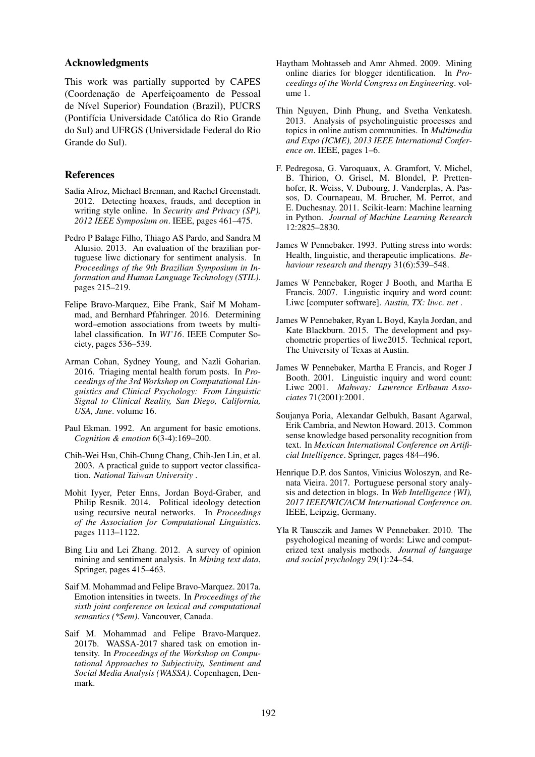## Acknowledgments

This work was partially supported by CAPES (Coordenação de Aperfeiçoamento de Pessoal de Nível Superior) Foundation (Brazil), PUCRS (Pontifícia Universidade Católica do Rio Grande do Sul) and UFRGS (Universidade Federal do Rio Grande do Sul).

## References

Sadia Afroz, Michael Brennan, and Rachel Greenstadt. 2012. Detecting hoaxes, frauds, and deception in writing style online. In *Security and Privacy (SP), 2012 IEEE Symposium on*. IEEE, pages 461–475.

Pedro P Balage Filho, Thiago AS Pardo, and Sandra M Aluısio. 2013. An evaluation of the brazilian portuguese liwc dictionary for sentiment analysis. In *Proceedings of the 9th Brazilian Symposium in Information and Human Language Technology (STIL)*. pages 215–219.

Felipe Bravo-Marquez, Eibe Frank, Saif M Mohammad, and Bernhard Pfahringer. 2016. Determining word–emotion associations from tweets by multilabel classification. In *WI'16*. IEEE Computer Society, pages 536–539.

Arman Cohan, Sydney Young, and Nazli Goharian. 2016. Triaging mental health forum posts. In *Proceedings of the 3rd Workshop on Computational Linguistics and Clinical Psychology: From Linguistic Signal to Clinical Reality, San Diego, California, USA, June*. volume 16.

Paul Ekman. 1992. An argument for basic emotions. *Cognition & emotion* 6(3-4):169–200.

Chih-Wei Hsu, Chih-Chung Chang, Chih-Jen Lin, et al. 2003. A practical guide to support vector classification. *National Taiwan University* .

Mohit Iyyer, Peter Enns, Jordan Boyd-Graber, and Philip Resnik. 2014. Political ideology detection using recursive neural networks. In *Proceedings of the Association for Computational Linguistics*. pages 1113–1122.

Bing Liu and Lei Zhang. 2012. A survey of opinion mining and sentiment analysis. In *Mining text data*, Springer, pages 415–463.

Saif M. Mohammad and Felipe Bravo-Marquez. 2017a. Emotion intensities in tweets. In *Proceedings of the sixth joint conference on lexical and computational semantics (*Sem)*. Vancouver, Canada.

Saif M. Mohammad and Felipe Bravo-Marquez. 2017b. WASSA-2017 shared task on emotion intensity. In *Proceedings of the Workshop on Computational Approaches to Subjectivity, Sentiment and Social Media Analysis (WASSA)*. Copenhagen, Denmark.

Haytham Mohtasseb and Amr Ahmed. 2009. Mining online diaries for blogger identification. In *Proceedings of the World Congress on Engineering*. volume 1.

Thin Nguyen, Dinh Phung, and Svetha Venkatesh. 2013. Analysis of psycholinguistic processes and topics in online autism communities. In *Multimedia and Expo (ICME), 2013 IEEE International Conference on*. IEEE, pages 1–6.

F. Pedregosa, G. Varoquaux, A. Gramfort, V. Michel, B. Thirion, O. Grisel, M. Blondel, P. Prettenhofer, R. Weiss, V. Dubourg, J. Vanderplas, A. Passos, D. Cournapeau, M. Brucher, M. Perrot, and E. Duchesnay. 2011. Scikit-learn: Machine learning in Python. *Journal of Machine Learning Research* 12:2825–2830.

James W Pennebaker. 1993. Putting stress into words: Health, linguistic, and therapeutic implications. *Behaviour research and therapy* 31(6):539–548.

James W Pennebaker, Roger J Booth, and Martha E Francis. 2007. Linguistic inquiry and word count: Liwc [computer software]. *Austin, TX: liwc. net* .

James W Pennebaker, Ryan L Boyd, Kayla Jordan, and Kate Blackburn. 2015. The development and psychometric properties of liwc2015. Technical report, The University of Texas at Austin.

James W Pennebaker, Martha E Francis, and Roger J Booth. 2001. Linguistic inquiry and word count: Liwc 2001. *Mahway: Lawrence Erlbaum Associates* 71(2001):2001.

Soujanya Poria, Alexandar Gelbukh, Basant Agarwal, Erik Cambria, and Newton Howard. 2013. Common sense knowledge based personality recognition from text. In *Mexican International Conference on Artificial Intelligence*. Springer, pages 484–496.

Henrique D.P. dos Santos, Vinicius Woloszyn, and Renata Vieira. 2017. Portuguese personal story analysis and detection in blogs. In *Web Intelligence (WI), 2017 IEEE/WIC/ACM International Conference on*. IEEE, Leipzig, Germany.

Yla R Tausczik and James W Pennebaker. 2010. The psychological meaning of words: Liwc and computerized text analysis methods. *Journal of language and social psychology* 29(1):24–54.